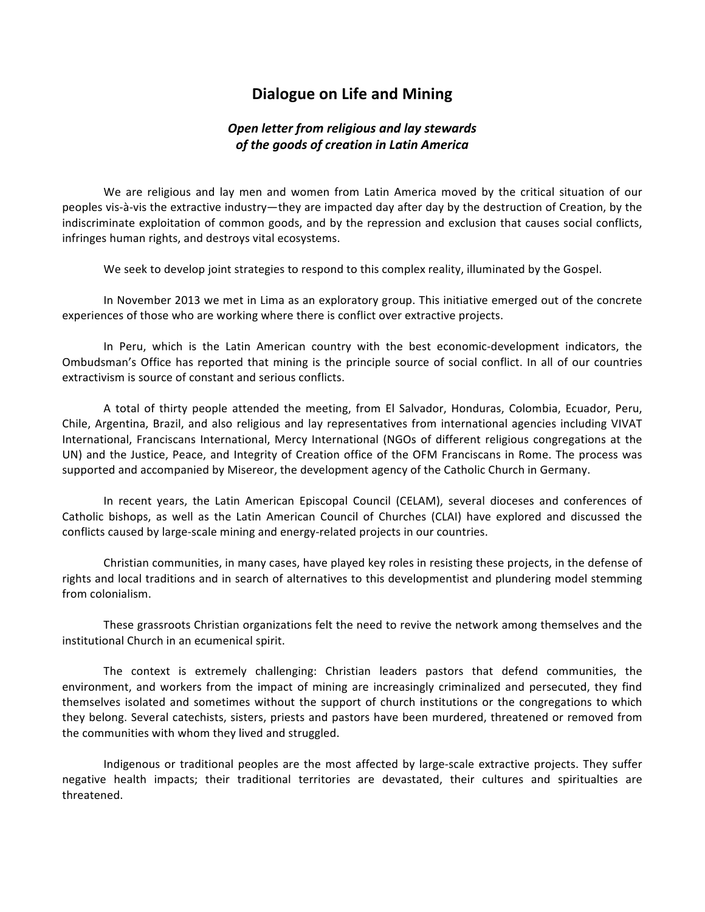# Dialogue on Life and Mining

***Open letter from religious and lay stewards of the goods of creation in Latin America***

We are religious and lay men and women from Latin America moved by the critical situation of our peoples vis-à-vis the extractive industry—they are impacted day after day by the destruction of Creation, by the indiscriminate exploitation of common goods, and by the repression and exclusion that causes social conflicts, infringes human rights, and destroys vital ecosystems.

We seek to develop joint strategies to respond to this complex reality, illuminated by the Gospel.

In November 2013 we met in Lima as an exploratory group. This initiative emerged out of the concrete experiences of those who are working where there is conflict over extractive projects.

In Peru, which is the Latin American country with the best economic-development indicators, the Ombudsman's Office has reported that mining is the principle source of social conflict. In all of our countries extractivism is source of constant and serious conflicts.

A total of thirty people attended the meeting, from El Salvador, Honduras, Colombia, Ecuador, Peru, Chile, Argentina, Brazil, and also religious and lay representatives from international agencies including VIVAT International, Franciscans International, Mercy International (NGOs of different religious congregations at the UN) and the Justice, Peace, and Integrity of Creation office of the OFM Franciscans in Rome. The process was supported and accompanied by Misereor, the development agency of the Catholic Church in Germany.

In recent years, the Latin American Episcopal Council (CELAM), several dioceses and conferences of Catholic bishops, as well as the Latin American Council of Churches (CLAI) have explored and discussed the conflicts caused by large-scale mining and energy-related projects in our countries.

Christian communities, in many cases, have played key roles in resisting these projects, in the defense of rights and local traditions and in search of alternatives to this developmentist and plundering model stemming from colonialism.

These grassroots Christian organizations felt the need to revive the network among themselves and the institutional Church in an ecumenical spirit.

The context is extremely challenging: Christian leaders pastors that defend communities, the environment, and workers from the impact of mining are increasingly criminalized and persecuted, they find themselves isolated and sometimes without the support of church institutions or the congregations to which they belong. Several catechists, sisters, priests and pastors have been murdered, threatened or removed from the communities with whom they lived and struggled.

Indigenous or traditional peoples are the most affected by large-scale extractive projects. They suffer negative health impacts; their traditional territories are devastated, their cultures and spiritualties are threatened.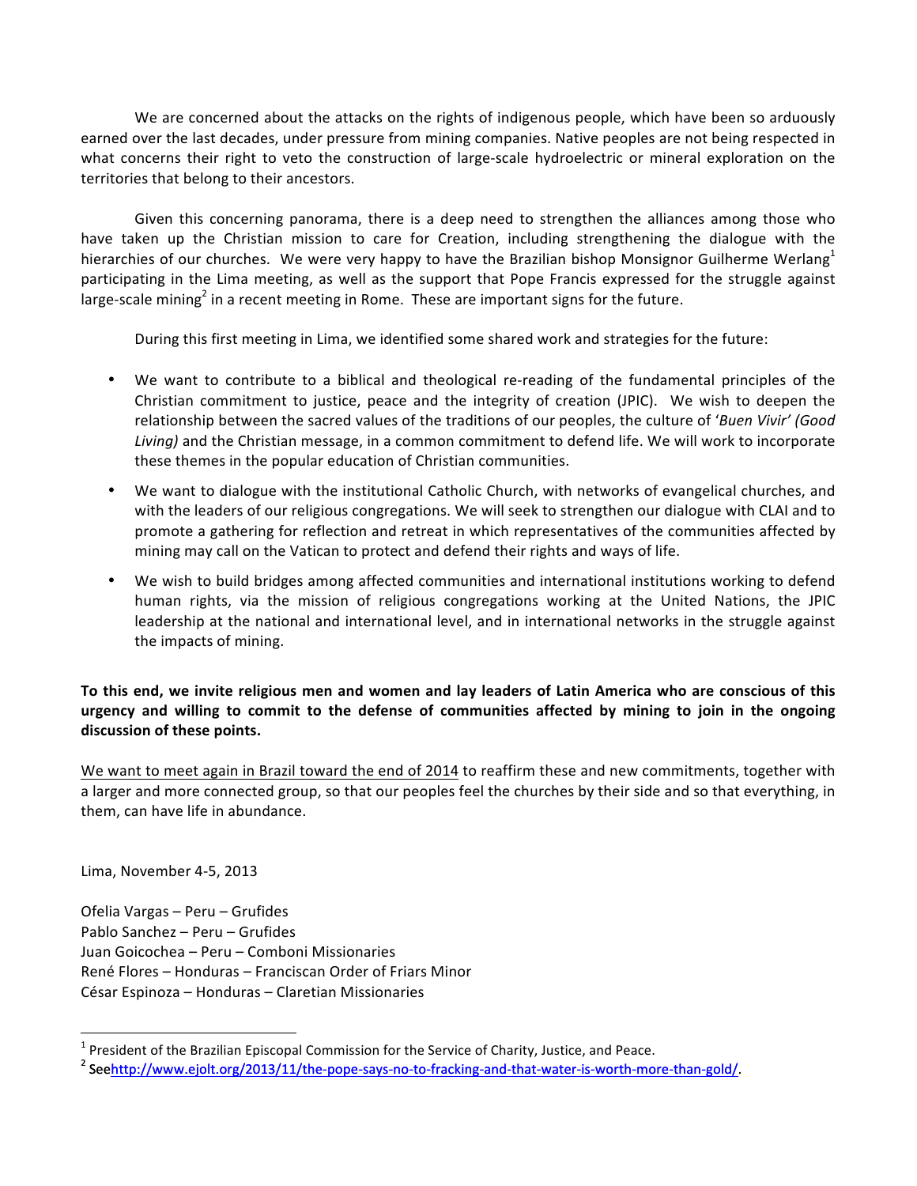We are concerned about the attacks on the rights of indigenous people, which have been so arduously earned over the last decades, under pressure from mining companies. Native peoples are not being respected in what concerns their right to veto the construction of large-scale hydroelectric or mineral exploration on the territories that belong to their ancestors.

Given this concerning panorama, there is a deep need to strengthen the alliances among those who have taken up the Christian mission to care for Creation, including strengthening the dialogue with the hierarchies of our churches. We were very happy to have the Brazilian bishop Monsignor Guilherme Werlang[1] participating in the Lima meeting, as well as the support that Pope Francis expressed for the struggle against large-scale mining[2] in a recent meeting in Rome. These are important signs for the future.

During this first meeting in Lima, we identified some shared work and strategies for the future:

- We want to contribute to a biblical and theological re-reading of the fundamental principles of the Christian commitment to justice, peace and the integrity of creation (JPIC). We wish to deepen the relationship between the sacred values of the traditions of our peoples, the culture of '*Buen Vivir' (Good Living)* and the Christian message, in a common commitment to defend life. We will work to incorporate these themes in the popular education of Christian communities.
- We want to dialogue with the institutional Catholic Church, with networks of evangelical churches, and with the leaders of our religious congregations. We will seek to strengthen our dialogue with CLAI and to promote a gathering for reflection and retreat in which representatives of the communities affected by mining may call on the Vatican to protect and defend their rights and ways of life.
- We wish to build bridges among affected communities and international institutions working to defend human rights, via the mission of religious congregations working at the United Nations, the JPIC leadership at the national and international level, and in international networks in the struggle against the impacts of mining.

**To this end, we invite religious men and women and lay leaders of Latin America who are conscious of this urgency and willing to commit to the defense of communities affected by mining to join in the ongoing discussion of these points.**

<u>We want to meet again in Brazil toward the end of 2014</u> to reaffirm these and new commitments, together with a larger and more connected group, so that our peoples feel the churches by their side and so that everything, in them, can have life in abundance.

Lima, November 4-5, 2013

Ofelia Vargas – Peru – Grufides
Pablo Sanchez – Peru – Grufides
Juan Goicochea – Peru – Comboni Missionaries
René Flores – Honduras – Franciscan Order of Friars Minor
César Espinoza – Honduras – Claretian Missionaries

---

[1] President of the Brazilian Episcopal Commission for the Service of Charity, Justice, and Peace.

[2] Seehttp://www.ejolt.org/2013/11/the-pope-says-no-to-fracking-and-that-water-is-worth-more-than-gold/.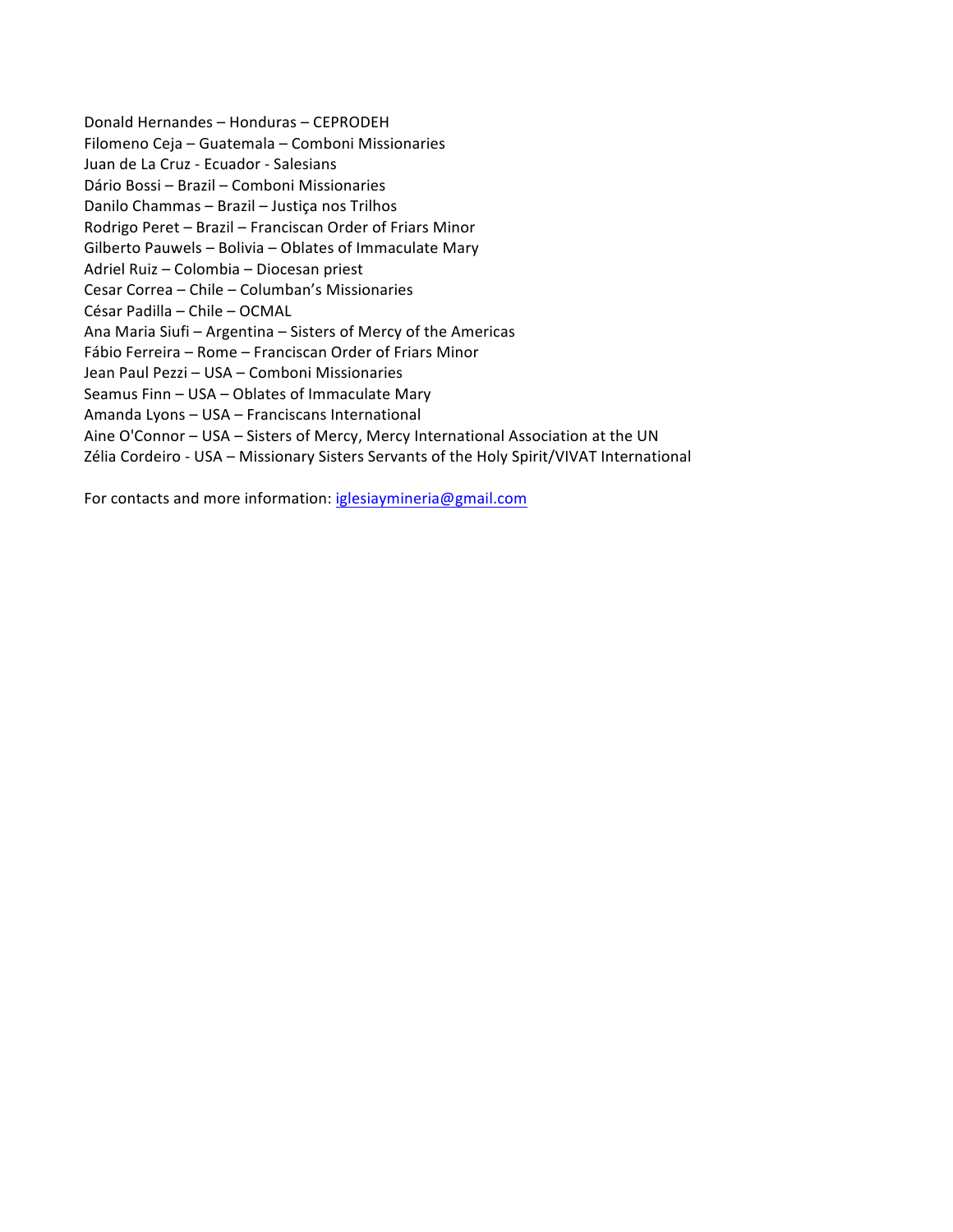Donald Hernandes – Honduras – CEPRODEH
Filomeno Ceja – Guatemala – Comboni Missionaries
Juan de La Cruz - Ecuador - Salesians
Dário Bossi – Brazil – Comboni Missionaries
Danilo Chammas – Brazil – Justiça nos Trilhos
Rodrigo Peret – Brazil – Franciscan Order of Friars Minor
Gilberto Pauwels – Bolivia – Oblates of Immaculate Mary
Adriel Ruiz – Colombia – Diocesan priest
Cesar Correa – Chile – Columban's Missionaries
César Padilla – Chile – OCMAL
Ana Maria Siufi – Argentina – Sisters of Mercy of the Americas
Fábio Ferreira – Rome – Franciscan Order of Friars Minor
Jean Paul Pezzi – USA – Comboni Missionaries
Seamus Finn – USA – Oblates of Immaculate Mary
Amanda Lyons – USA – Franciscans International
Aine O'Connor – USA – Sisters of Mercy, Mercy International Association at the UN
Zélia Cordeiro - USA – Missionary Sisters Servants of the Holy Spirit/VIVAT International

For contacts and more information: iglesiaymineria@gmail.com